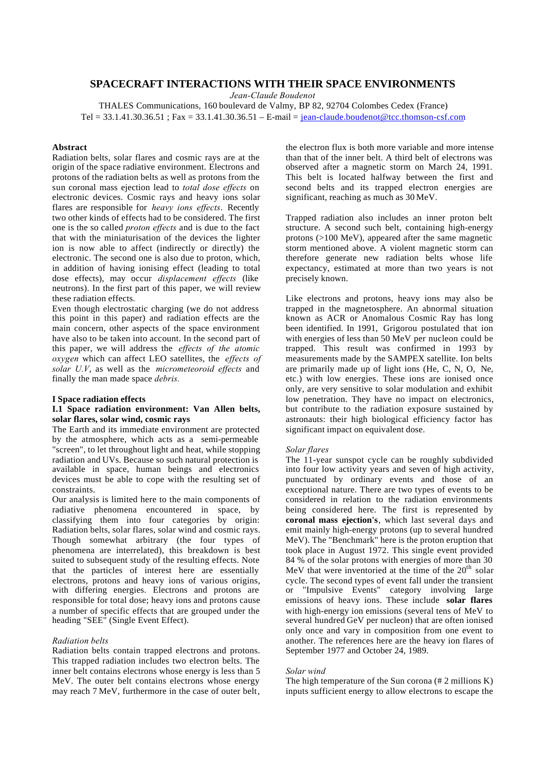# SPACECRAFT INTERACTIONS WITH THEIR SPACE ENVIRONMENTS

*Jean-Claude Boudenot*

THALES Communications, 160 boulevard de Valmy, BP 82, 92704 Colombes Cedex (France)
Tel = 33.1.41.30.36.51 ; Fax = 33.1.41.30.36.51 – E-mail = jean-claude.boudenot@tcc.thomson-csf.com

## Abstract

Radiation belts, solar flares and cosmic rays are at the origin of the space radiative environment. Electrons and protons of the radiation belts as well as protons from the sun coronal mass ejection lead to *total dose effects* on electronic devices. Cosmic rays and heavy ions solar flares are responsible for *heavy ions effects*. Recently two other kinds of effects had to be considered. The first one is the so called *proton effects* and is due to the fact that with the miniaturisation of the devices the lighter ion is now able to affect (indirectly or directly) the electronic. The second one is also due to proton, which, in addition of having ionising effect (leading to total dose effects), may occur *displacement effects* (like neutrons). In the first part of this paper, we will review these radiation effects.

Even though electrostatic charging (we do not address this point in this paper) and radiation effects are the main concern, other aspects of the space environment have also to be taken into account. In the second part of this paper, we will address the *effects of the atomic oxygen* which can affect LEO satellites, the *effects of solar U.V*, as well as the *micrometeoroid effects* and finally the man made space *debris*.

## I Space radiation effects

### I.1 Space radiation environment: Van Allen belts, solar flares, solar wind, cosmic rays

The Earth and its immediate environment are protected by the atmosphere, which acts as a semi-permeable "screen", to let throughout light and heat, while stopping radiation and UVs. Because so such natural protection is available in space, human beings and electronics devices must be able to cope with the resulting set of constraints.

Our analysis is limited here to the main components of radiative phenomena encountered in space, by classifying them into four categories by origin: Radiation belts, solar flares, solar wind and cosmic rays. Though somewhat arbitrary (the four types of phenomena are interrelated), this breakdown is best suited to subsequent study of the resulting effects. Note that the particles of interest here are essentially electrons, protons and heavy ions of various origins, with differing energies. Electrons and protons are responsible for total dose; heavy ions and protons cause a number of specific effects that are grouped under the heading "SEE" (Single Event Effect).

*Radiation belts*

Radiation belts contain trapped electrons and protons. This trapped radiation includes two electron belts. The inner belt contains electrons whose energy is less than 5 MeV. The outer belt contains electrons whose energy may reach 7 MeV, furthermore in the case of outer belt, the electron flux is both more variable and more intense than that of the inner belt. A third belt of electrons was observed after a magnetic storm on March 24, 1991. This belt is located halfway between the first and second belts and its trapped electron energies are significant, reaching as much as 30 MeV.

Trapped radiation also includes an inner proton belt structure. A second such belt, containing high-energy protons (>100 MeV), appeared after the same magnetic storm mentioned above. A violent magnetic storm can therefore generate new radiation belts whose life expectancy, estimated at more than two years is not precisely known.

Like electrons and protons, heavy ions may also be trapped in the magnetosphere. An abnormal situation known as ACR or Anomalous Cosmic Ray has long been identified. In 1991, Grigorou postulated that ion with energies of less than 50 MeV per nucleon could be trapped. This result was confirmed in 1993 by measurements made by the SAMPEX satellite. Ion belts are primarily made up of light ions (He, C, N, O, Ne, etc.) with low energies. These ions are ionised once only, are very sensitive to solar modulation and exhibit low penetration. They have no impact on electronics, but contribute to the radiation exposure sustained by astronauts: their high biological efficiency factor has significant impact on equivalent dose.

*Solar flares*

The 11-year sunspot cycle can be roughly subdivided into four low activity years and seven of high activity, punctuated by ordinary events and those of an exceptional nature. There are two types of events to be considered in relation to the radiation environments being considered here. The first is represented by **coronal mass ejection's**, which last several days and emit mainly high-energy protons (up to several hundred MeV). The "Benchmark" here is the proton eruption that took place in August 1972. This single event provided 84 % of the solar protons with energies of more than 30 MeV that were inventoried at the time of the 20th solar cycle. The second types of event fall under the transient or "Impulsive Events" category involving large emissions of heavy ions. These include **solar flares** with high-energy ion emissions (several tens of MeV to several hundred GeV per nucleon) that are often ionised only once and vary in composition from one event to another. The references here are the heavy ion flares of September 1977 and October 24, 1989.

*Solar wind*

The high temperature of the Sun corona (# 2 millions K) inputs sufficient energy to allow electrons to escape the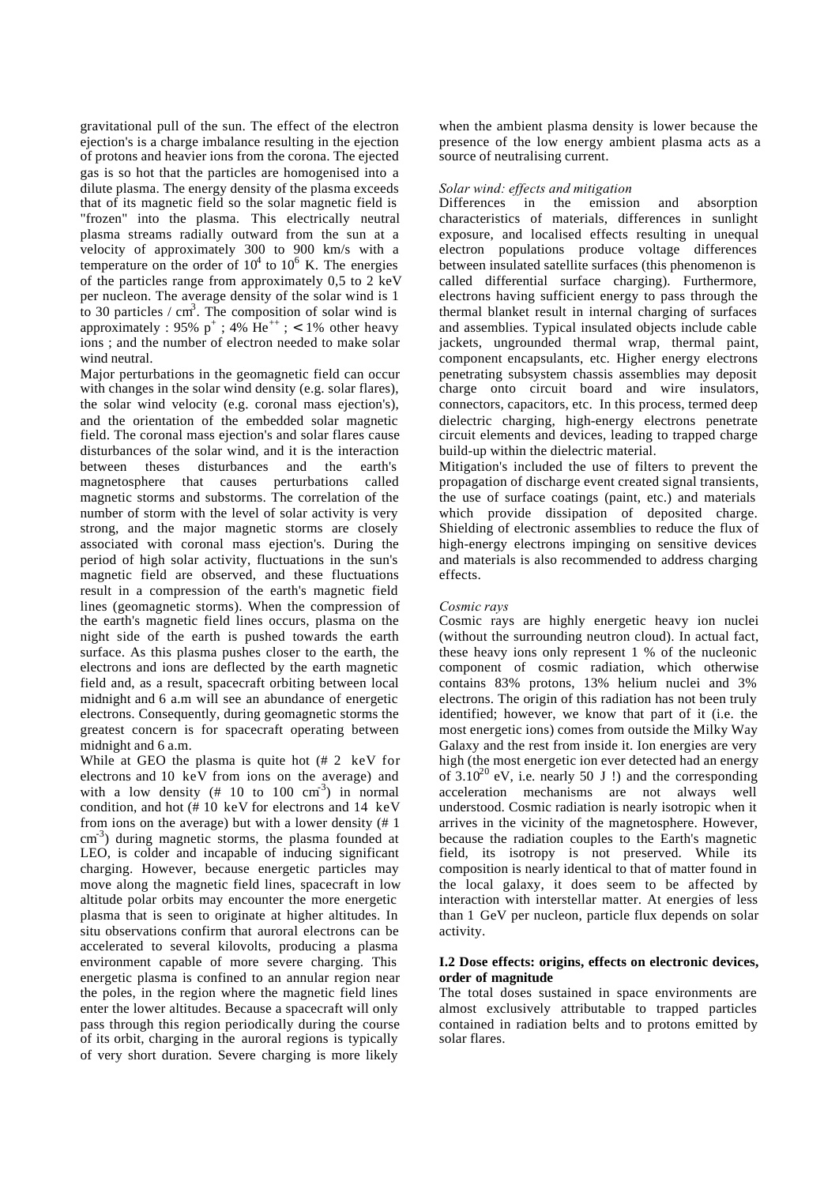gravitational pull of the sun. The effect of the electron ejection's is a charge imbalance resulting in the ejection of protons and heavier ions from the corona. The ejected gas is so hot that the particles are homogenised into a dilute plasma. The energy density of the plasma exceeds that of its magnetic field so the solar magnetic field is "frozen" into the plasma. This electrically neutral plasma streams radially outward from the sun at a velocity of approximately 300 to 900 km/s with a temperature on the order of $10^4$ to $10^6$ K. The energies of the particles range from approximately 0,5 to 2 keV per nucleon. The average density of the solar wind is 1 to 30 particles / $cm^3$. The composition of solar wind is approximately : 95% $p^+$ ; 4% $He^{++}$ ; $<$ 1% other heavy ions ; and the number of electron needed to make solar wind neutral.

Major perturbations in the geomagnetic field can occur with changes in the solar wind density (e.g. solar flares), the solar wind velocity (e.g. coronal mass ejection's), and the orientation of the embedded solar magnetic field. The coronal mass ejection's and solar flares cause disturbances of the solar wind, and it is the interaction between theses disturbances and the earth's magnetosphere that causes perturbations called magnetic storms and substorms. The correlation of the number of storm with the level of solar activity is very strong, and the major magnetic storms are closely associated with coronal mass ejection's. During the period of high solar activity, fluctuations in the sun's magnetic field are observed, and these fluctuations result in a compression of the earth's magnetic field lines (geomagnetic storms). When the compression of the earth's magnetic field lines occurs, plasma on the night side of the earth is pushed towards the earth surface. As this plasma pushes closer to the earth, the electrons and ions are deflected by the earth magnetic field and, as a result, spacecraft orbiting between local midnight and 6 a.m will see an abundance of energetic electrons. Consequently, during geomagnetic storms the greatest concern is for spacecraft operating between midnight and 6 a.m.

While at GEO the plasma is quite hot (# 2 keV for electrons and 10 keV from ions on the average) and with a low density (# 10 to 100 $cm^{-3}$) in normal condition, and hot (# 10 keV for electrons and 14 keV from ions on the average) but with a lower density (# 1 $cm^{-3}$) during magnetic storms, the plasma founded at LEO, is colder and incapable of inducing significant charging. However, because energetic particles may move along the magnetic field lines, spacecraft in low altitude polar orbits may encounter the more energetic plasma that is seen to originate at higher altitudes. In situ observations confirm that auroral electrons can be accelerated to several kilovolts, producing a plasma environment capable of more severe charging. This energetic plasma is confined to an annular region near the poles, in the region where the magnetic field lines enter the lower altitudes. Because a spacecraft will only pass through this region periodically during the course of its orbit, charging in the auroral regions is typically of very short duration. Severe charging is more likely when the ambient plasma density is lower because the presence of the low energy ambient plasma acts as a source of neutralising current.

*Solar wind: effects and mitigation*

Differences in the emission and absorption characteristics of materials, differences in sunlight exposure, and localised effects resulting in unequal electron populations produce voltage differences between insulated satellite surfaces (this phenomenon is called differential surface charging). Furthermore, electrons having sufficient energy to pass through the thermal blanket result in internal charging of surfaces and assemblies. Typical insulated objects include cable jackets, ungrounded thermal wrap, thermal paint, component encapsulants, etc. Higher energy electrons penetrating subsystem chassis assemblies may deposit charge onto circuit board and wire insulators, connectors, capacitors, etc. In this process, termed deep dielectric charging, high-energy electrons penetrate circuit elements and devices, leading to trapped charge build-up within the dielectric material.

Mitigation's included the use of filters to prevent the propagation of discharge event created signal transients, the use of surface coatings (paint, etc.) and materials which provide dissipation of deposited charge. Shielding of electronic assemblies to reduce the flux of high-energy electrons impinging on sensitive devices and materials is also recommended to address charging effects.

*Cosmic rays*

Cosmic rays are highly energetic heavy ion nuclei (without the surrounding neutron cloud). In actual fact, these heavy ions only represent 1 % of the nucleonic component of cosmic radiation, which otherwise contains 83% protons, 13% helium nuclei and 3% electrons. The origin of this radiation has not been truly identified; however, we know that part of it (i.e. the most energetic ions) comes from outside the Milky Way Galaxy and the rest from inside it. Ion energies are very high (the most energetic ion ever detected had an energy of $3.10^{20}$ eV, i.e. nearly 50 J !) and the corresponding acceleration mechanisms are not always well understood. Cosmic radiation is nearly isotropic when it arrives in the vicinity of the magnetosphere. However, because the radiation couples to the Earth's magnetic field, its isotropy is not preserved. While its composition is nearly identical to that of matter found in the local galaxy, it does seem to be affected by interaction with interstellar matter. At energies of less than 1 GeV per nucleon, particle flux depends on solar activity.

### I.2 Dose effects: origins, effects on electronic devices, order of magnitude

The total doses sustained in space environments are almost exclusively attributable to trapped particles contained in radiation belts and to protons emitted by solar flares.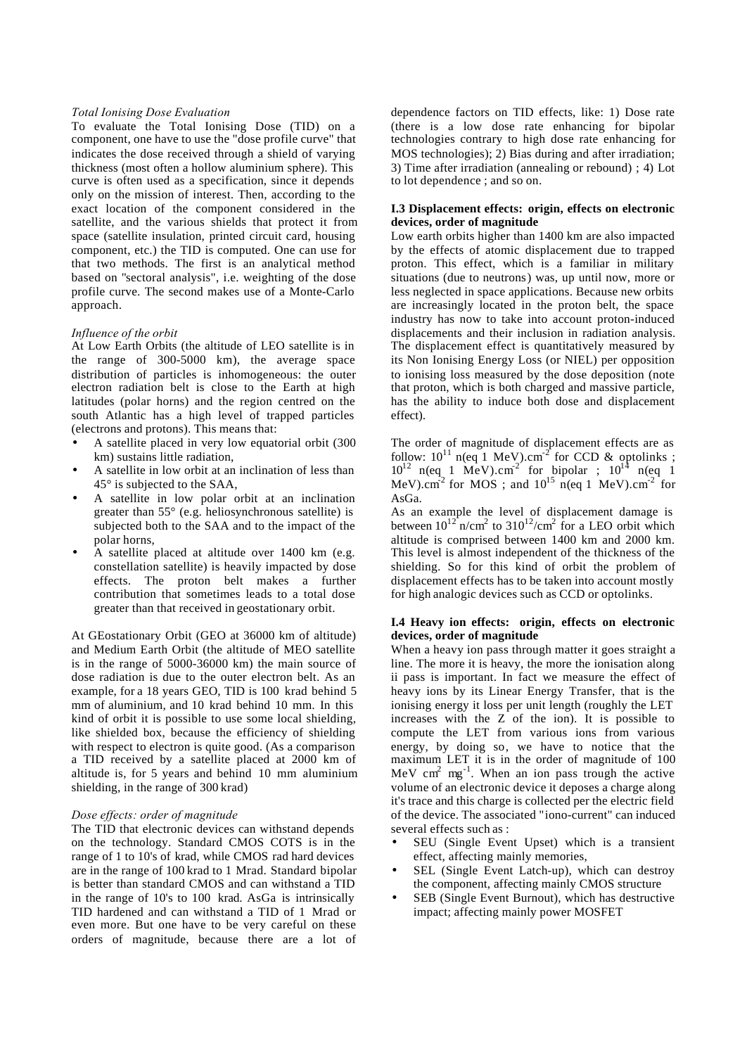*Total Ionising Dose Evaluation*

To evaluate the Total Ionising Dose (TID) on a component, one have to use the "dose profile curve" that indicates the dose received through a shield of varying thickness (most often a hollow aluminium sphere). This curve is often used as a specification, since it depends only on the mission of interest. Then, according to the exact location of the component considered in the satellite, and the various shields that protect it from space (satellite insulation, printed circuit card, housing component, etc.) the TID is computed. One can use for that two methods. The first is an analytical method based on "sectoral analysis", i.e. weighting of the dose profile curve. The second makes use of a Monte-Carlo approach.

*Influence of the orbit*

At Low Earth Orbits (the altitude of LEO satellite is in the range of 300-5000 km), the average space distribution of particles is inhomogeneous: the outer electron radiation belt is close to the Earth at high latitudes (polar horns) and the region centred on the south Atlantic has a high level of trapped particles (electrons and protons). This means that:

- A satellite placed in very low equatorial orbit (300 km) sustains little radiation,
- A satellite in low orbit at an inclination of less than 45° is subjected to the SAA,
- A satellite in low polar orbit at an inclination greater than 55° (e.g. heliosynchronous satellite) is subjected both to the SAA and to the impact of the polar horns,
- A satellite placed at altitude over 1400 km (e.g. constellation satellite) is heavily impacted by dose effects. The proton belt makes a further contribution that sometimes leads to a total dose greater than that received in geostationary orbit.

At GEostationary Orbit (GEO at 36000 km of altitude) and Medium Earth Orbit (the altitude of MEO satellite is in the range of 5000-36000 km) the main source of dose radiation is due to the outer electron belt. As an example, for a 18 years GEO, TID is 100 krad behind 5 mm of aluminium, and 10 krad behind 10 mm. In this kind of orbit it is possible to use some local shielding, like shielded box, because the efficiency of shielding with respect to electron is quite good. (As a comparison a TID received by a satellite placed at 2000 km of altitude is, for 5 years and behind 10 mm aluminium shielding, in the range of 300 krad)

*Dose effects: order of magnitude*

The TID that electronic devices can withstand depends on the technology. Standard CMOS COTS is in the range of 1 to 10's of krad, while CMOS rad hard devices are in the range of 100 krad to 1 Mrad. Standard bipolar is better than standard CMOS and can withstand a TID in the range of 10's to 100 krad. AsGa is intrinsically TID hardened and can withstand a TID of 1 Mrad or even more. But one have to be very careful on these orders of magnitude, because there are a lot of dependence factors on TID effects, like: 1) Dose rate (there is a low dose rate enhancing for bipolar technologies contrary to high dose rate enhancing for MOS technologies); 2) Bias during and after irradiation; 3) Time after irradiation (annealing or rebound) ; 4) Lot to lot dependence ; and so on.

**I.3 Displacement effects: origin, effects on electronic devices, order of magnitude**

Low earth orbits higher than 1400 km are also impacted by the effects of atomic displacement due to trapped proton. This effect, which is a familiar in military situations (due to neutrons) was, up until now, more or less neglected in space applications. Because new orbits are increasingly located in the proton belt, the space industry has now to take into account proton-induced displacements and their inclusion in radiation analysis. The displacement effect is quantitatively measured by its Non Ionising Energy Loss (or NIEL) per opposition to ionising loss measured by the dose deposition (note that proton, which is both charged and massive particle, has the ability to induce both dose and displacement effect).

The order of magnitude of displacement effects are as follow: $10^{11}$ n(eq 1 MeV).cm$^{-2}$ for CCD & optolinks ; $10^{12}$ n(eq 1 MeV).cm$^{-2}$ for bipolar ; $10^{14}$ n(eq 1 MeV).cm$^{-2}$ for MOS ; and $10^{15}$ n(eq 1 MeV).cm$^{-2}$ for AsGa.

As an example the level of displacement damage is between $10^{12}$ n/cm$^2$ to $3 10^{12}$/cm$^2$ for a LEO orbit which altitude is comprised between 1400 km and 2000 km. This level is almost independent of the thickness of the shielding. So for this kind of orbit the problem of displacement effects has to be taken into account mostly for high analogic devices such as CCD or optolinks.

**I.4 Heavy ion effects: origin, effects on electronic devices, order of magnitude**

When a heavy ion pass through matter it goes straight a line. The more it is heavy, the more the ionisation along ii pass is important. In fact we measure the effect of heavy ions by its Linear Energy Transfer, that is the ionising energy it loss per unit length (roughly the LET increases with the Z of the ion). It is possible to compute the LET from various ions from various energy, by doing so, we have to notice that the maximum LET it is in the order of magnitude of 100 MeV cm$^2$ mg$^{-1}$. When an ion pass trough the active volume of an electronic device it deposes a charge along it's trace and this charge is collected per the electric field of the device. The associated "iono-current" can induced several effects such as :

- SEU (Single Event Upset) which is a transient effect, affecting mainly memories,
- SEL (Single Event Latch-up), which can destroy the component, affecting mainly CMOS structure
- SEB (Single Event Burnout), which has destructive impact; affecting mainly power MOSFET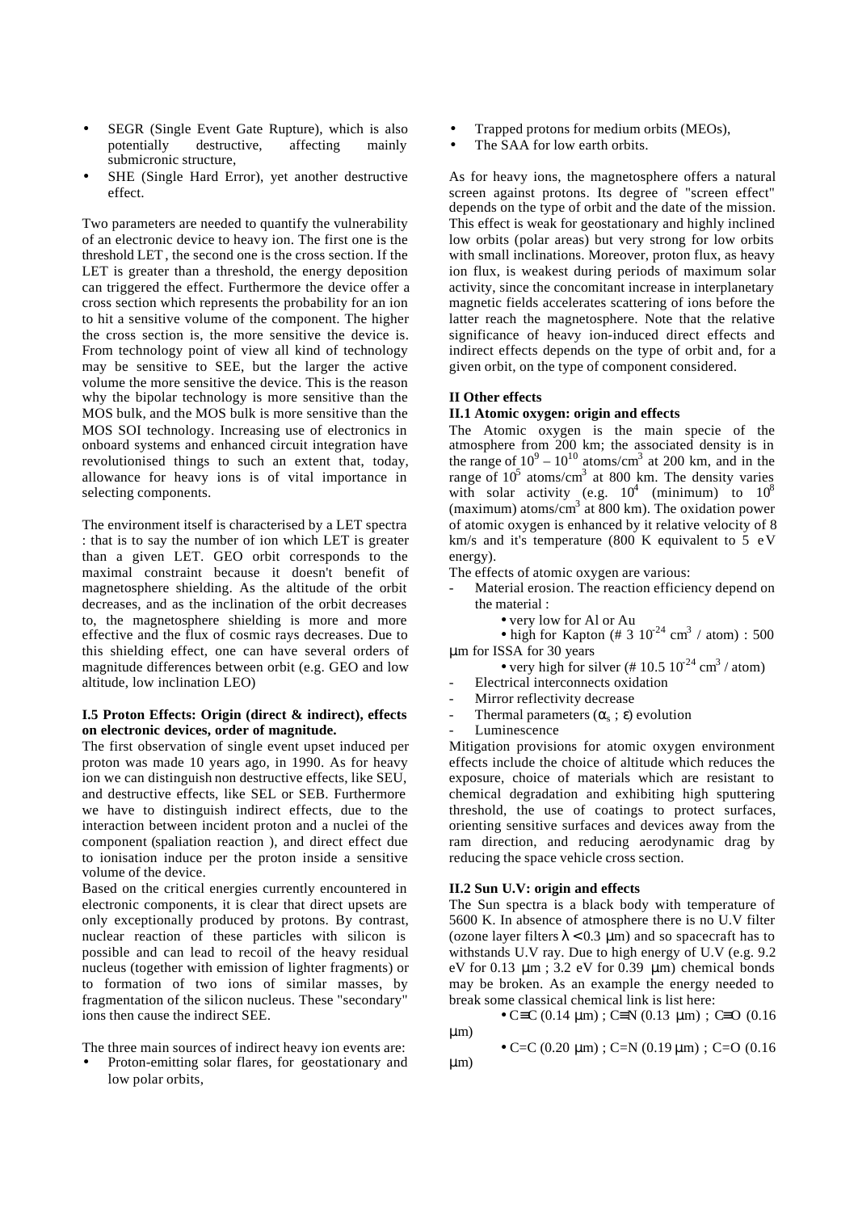- SEGR (Single Event Gate Rupture), which is also potentially destructive, affecting mainly submicronic structure,
- SHE (Single Hard Error), yet another destructive effect.

Two parameters are needed to quantify the vulnerability of an electronic device to heavy ion. The first one is the threshold LET , the second one is the cross section. If the LET is greater than a threshold, the energy deposition can triggered the effect. Furthermore the device offer a cross section which represents the probability for an ion to hit a sensitive volume of the component. The higher the cross section is, the more sensitive the device is. From technology point of view all kind of technology may be sensitive to SEE, but the larger the active volume the more sensitive the device. This is the reason why the bipolar technology is more sensitive than the MOS bulk, and the MOS bulk is more sensitive than the MOS SOI technology. Increasing use of electronics in onboard systems and enhanced circuit integration have revolutionised things to such an extent that, today, allowance for heavy ions is of vital importance in selecting components.

The environment itself is characterised by a LET spectra : that is to say the number of ion which LET is greater than a given LET. GEO orbit corresponds to the maximal constraint because it doesn't benefit of magnetosphere shielding. As the altitude of the orbit decreases, and as the inclination of the orbit decreases to, the magnetosphere shielding is more and more effective and the flux of cosmic rays decreases. Due to this shielding effect, one can have several orders of magnitude differences between orbit (e.g. GEO and low altitude, low inclination LEO)

#### I.5 Proton Effects: Origin (direct & indirect), effects on electronic devices, order of magnitude.

The first observation of single event upset induced per proton was made 10 years ago, in 1990. As for heavy ion we can distinguish non destructive effects, like SEU, and destructive effects, like SEL or SEB. Furthermore we have to distinguish indirect effects, due to the interaction between incident proton and a nuclei of the component (spaliation reaction ), and direct effect due to ionisation induce per the proton inside a sensitive volume of the device.

Based on the critical energies currently encountered in electronic components, it is clear that direct upsets are only exceptionally produced by protons. By contrast, nuclear reaction of these particles with silicon is possible and can lead to recoil of the heavy residual nucleus (together with emission of lighter fragments) or to formation of two ions of similar masses, by fragmentation of the silicon nucleus. These "secondary" ions then cause the indirect SEE.

The three main sources of indirect heavy ion events are:

- Proton-emitting solar flares, for geostationary and low polar orbits,
- Trapped protons for medium orbits (MEOs),
- The SAA for low earth orbits.

As for heavy ions, the magnetosphere offers a natural screen against protons. Its degree of "screen effect" depends on the type of orbit and the date of the mission. This effect is weak for geostationary and highly inclined low orbits (polar areas) but very strong for low orbits with small inclinations. Moreover, proton flux, as heavy ion flux, is weakest during periods of maximum solar activity, since the concomitant increase in interplanetary magnetic fields accelerates scattering of ions before the latter reach the magnetosphere. Note that the relative significance of heavy ion-induced direct effects and indirect effects depends on the type of orbit and, for a given orbit, on the type of component considered.

### II Other effects

#### II.1 Atomic oxygen: origin and effects

The Atomic oxygen is the main specie of the atmosphere from 200 km; the associated density is in the range of $10^9 - 10^{10}$ atoms/cm$^3$ at 200 km, and in the range of $10^5$ atoms/cm$^3$ at 800 km. The density varies with solar activity (e.g. $10^4$ (minimum) to $10^8$ (maximum) atoms/cm$^3$ at 800 km). The oxidation power of atomic oxygen is enhanced by it relative velocity of 8 km/s and it's temperature (800 K equivalent to 5 eV energy).

The effects of atomic oxygen are various:

- Material erosion. The reaction efficiency depend on the material :
  - very low for Al or Au
  - high for Kapton (# 3 $10^{-24}$ cm$^3$ / atom) : 500 µm for ISSA for 30 years
  - very high for silver (# 10.5 $10^{-24}$ cm$^3$ / atom)
- Electrical interconnects oxidation
- Mirror reflectivity decrease
- Thermal parameters ($\alpha_s$ ; $\varepsilon$) evolution
- Luminescence

Mitigation provisions for atomic oxygen environment effects include the choice of altitude which reduces the exposure, choice of materials which are resistant to chemical degradation and exhibiting high sputtering threshold, the use of coatings to protect surfaces, orienting sensitive surfaces and devices away from the ram direction, and reducing aerodynamic drag by reducing the space vehicle cross section.

#### II.2 Sun U.V: origin and effects

The Sun spectra is a black body with temperature of 5600 K. In absence of atmosphere there is no U.V filter (ozone layer filters $\lambda < 0.3$ µm) and so spacecraft has to withstands U.V ray. Due to high energy of U.V (e.g. 9.2 eV for 0.13 µm ; 3.2 eV for 0.39 µm) chemical bonds may be broken. As an example the energy needed to break some classical chemical link is list here:

- C≡C (0.14 µm) ; C≡N (0.13 µm) ; C≡O (0.16 µm)
- C=C (0.20 µm) ; C=N (0.19 µm) ; C=O (0.16 µm)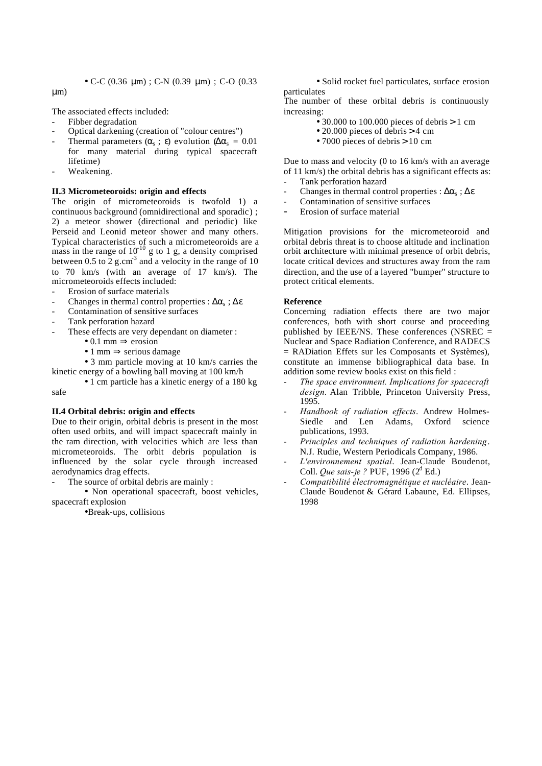• C-C (0.36 μm) ; C-N (0.39 μm) ; C-O (0.33 μm)

The associated effects included:

- Fibber degradation
- Optical darkening (creation of "colour centres")
- Thermal parameters ($\alpha_s$ ; $\varepsilon$) evolution ($\Delta\alpha_s$ = 0.01 for many material during typical spacecraft lifetime)
- Weakening.

**II.3 Micrometeoroids: origin and effects**

The origin of micrometeoroids is twofold 1) a continuous background (omnidirectional and sporadic) ; 2) a meteor shower (directional and periodic) like Perseid and Leonid meteor shower and many others. Typical characteristics of such a micrometeoroids are a mass in the range of $10^{-10}$ g to 1 g, a density comprised between 0.5 to 2 g.cm$^{-3}$ and a velocity in the range of 10 to 70 km/s (with an average of 17 km/s). The micrometeoroids effects included:

- Erosion of surface materials
- Changes in thermal control properties : $\Delta\alpha_s$ ; $\Delta\varepsilon$
- Contamination of sensitive surfaces
- Tank perforation hazard
- These effects are very dependant on diameter :
  - • 0.1 mm ⇒ erosion
  - • 1 mm ⇒ serious damage
  - • 3 mm particle moving at 10 km/s carries the kinetic energy of a bowling ball moving at 100 km/h
  - • 1 cm particle has a kinetic energy of a 180 kg safe

**II.4 Orbital debris: origin and effects**

Due to their origin, orbital debris is present in the most often used orbits, and will impact spacecraft mainly in the ram direction, with velocities which are less than micrometeoroids. The orbit debris population is influenced by the solar cycle through increased aerodynamics drag effects.

- The source of orbital debris are mainly :
  - • Non operational spacecraft, boost vehicles, spacecraft explosion
  - •Break-ups, collisions
  - • Solid rocket fuel particulates, surface erosion particulates

The number of these orbital debris is continuously increasing:

- • 30.000 to 100.000 pieces of debris > 1 cm
- • 20.000 pieces of debris > 4 cm
- • 7000 pieces of debris > 10 cm

Due to mass and velocity (0 to 16 km/s with an average of 11 km/s) the orbital debris has a significant effects as:

- Tank perforation hazard
- Changes in thermal control properties : $\Delta\alpha_s$ ; $\Delta\varepsilon$
- Contamination of sensitive surfaces
- Erosion of surface material

Mitigation provisions for the micrometeoroid and orbital debris threat is to choose altitude and inclination orbit architecture with minimal presence of orbit debris, locate critical devices and structures away from the ram direction, and the use of a layered "bumper" structure to protect critical elements.

**Reference**

Concerning radiation effects there are two major conferences, both with short course and proceeding published by IEEE/NS. These conferences (NSREC = Nuclear and Space Radiation Conference, and RADECS = RADiation Effets sur les Composants et Systèmes), constitute an immense bibliographical data base. In addition some review books exist on this field :

- *The space environment. Implications for spacecraft design.* Alan Tribble, Princeton University Press, 1995.
- *Handbook of radiation effects*. Andrew Holmes-Siedle and Len Adams, Oxford science publications, 1993.
- *Principles and techniques of radiation hardening*. N.J. Rudie, Western Periodicals Company, 1986.
- *L'environnement spatial*. Jean-Claude Boudenot, Coll. *Que sais-je ?* PUF, 1996 (2$^{d}$ Ed.)
- *Compatibilité électromagnétique et nucléaire*. Jean-Claude Boudenot & Gérard Labaune, Ed. Ellipses, 1998